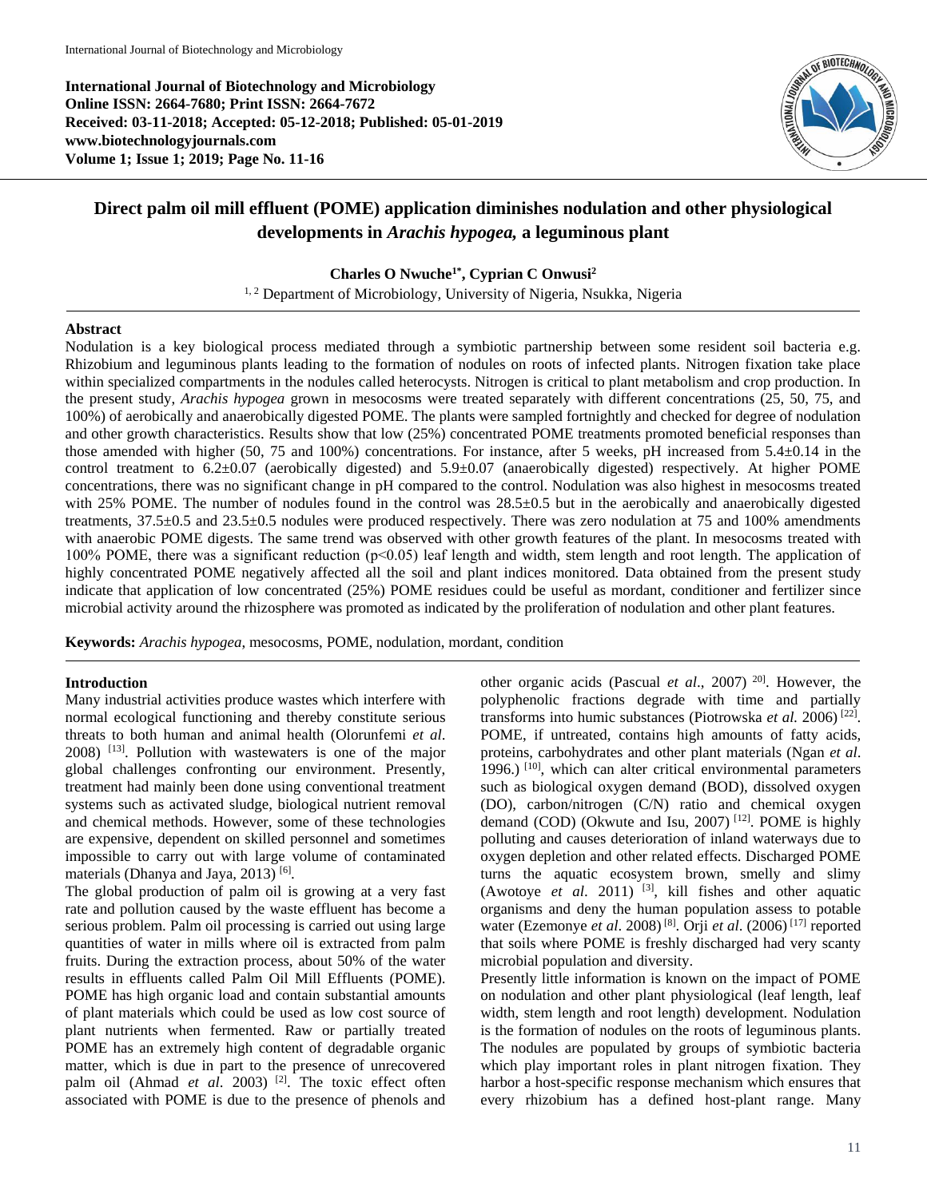**International Journal of Biotechnology and Microbiology**
**Online ISSN: 2664-7680; Print ISSN: 2664-7672**
**Received: 03-11-2018; Accepted: 05-12-2018; Published: 05-01-2019**
**www.biotechnologyjournals.com**
**Volume 1; Issue 1; 2019; Page No. 11-16**

# Direct palm oil mill effluent (POME) application diminishes nodulation and other physiological developments in *Arachis hypogea,* a leguminous plant

**Charles O Nwuche[1*], Cyprian C Onwusi[2]**

[1, 2] Department of Microbiology, University of Nigeria, Nsukka, Nigeria

## Abstract

Nodulation is a key biological process mediated through a symbiotic partnership between some resident soil bacteria e.g. Rhizobium and leguminous plants leading to the formation of nodules on roots of infected plants. Nitrogen fixation take place within specialized compartments in the nodules called heterocysts. Nitrogen is critical to plant metabolism and crop production. In the present study, *Arachis hypogea* grown in mesocosms were treated separately with different concentrations (25, 50, 75, and 100%) of aerobically and anaerobically digested POME. The plants were sampled fortnightly and checked for degree of nodulation and other growth characteristics. Results show that low (25%) concentrated POME treatments promoted beneficial responses than those amended with higher (50, 75 and 100%) concentrations. For instance, after 5 weeks, pH increased from 5.4±0.14 in the control treatment to 6.2±0.07 (aerobically digested) and 5.9±0.07 (anaerobically digested) respectively. At higher POME concentrations, there was no significant change in pH compared to the control. Nodulation was also highest in mesocosms treated with 25% POME. The number of nodules found in the control was 28.5±0.5 but in the aerobically and anaerobically digested treatments, 37.5±0.5 and 23.5±0.5 nodules were produced respectively. There was zero nodulation at 75 and 100% amendments with anaerobic POME digests. The same trend was observed with other growth features of the plant. In mesocosms treated with 100% POME, there was a significant reduction ($p<0.05$) leaf length and width, stem length and root length. The application of highly concentrated POME negatively affected all the soil and plant indices monitored. Data obtained from the present study indicate that application of low concentrated (25%) POME residues could be useful as mordant, conditioner and fertilizer since microbial activity around the rhizosphere was promoted as indicated by the proliferation of nodulation and other plant features.

**Keywords:** *Arachis hypogea*, mesocosms, POME, nodulation, mordant, condition

## Introduction

Many industrial activities produce wastes which interfere with normal ecological functioning and thereby constitute serious threats to both human and animal health (Olorunfemi *et al*. 2008) [13]. Pollution with wastewaters is one of the major global challenges confronting our environment. Presently, treatment had mainly been done using conventional treatment systems such as activated sludge, biological nutrient removal and chemical methods. However, some of these technologies are expensive, dependent on skilled personnel and sometimes impossible to carry out with large volume of contaminated materials (Dhanya and Jaya, 2013) [6].

The global production of palm oil is growing at a very fast rate and pollution caused by the waste effluent has become a serious problem. Palm oil processing is carried out using large quantities of water in mills where oil is extracted from palm fruits. During the extraction process, about 50% of the water results in effluents called Palm Oil Mill Effluents (POME). POME has high organic load and contain substantial amounts of plant materials which could be used as low cost source of plant nutrients when fermented. Raw or partially treated POME has an extremely high content of degradable organic matter, which is due in part to the presence of unrecovered palm oil (Ahmad *et al*. 2003) [2]. The toxic effect often associated with POME is due to the presence of phenols and other organic acids (Pascual *et al*., 2007) [20]. However, the polyphenolic fractions degrade with time and partially transforms into humic substances (Piotrowska *et al*. 2006) [22]. POME, if untreated, contains high amounts of fatty acids, proteins, carbohydrates and other plant materials (Ngan *et al*. 1996.) [10], which can alter critical environmental parameters such as biological oxygen demand (BOD), dissolved oxygen (DO), carbon/nitrogen (C/N) ratio and chemical oxygen demand (COD) (Okwute and Isu, 2007) [12]. POME is highly polluting and causes deterioration of inland waterways due to oxygen depletion and other related effects. Discharged POME turns the aquatic ecosystem brown, smelly and slimy (Awotoye *et al*. 2011) [3], kill fishes and other aquatic organisms and deny the human population assess to potable water (Ezemonye *et al*. 2008) [8]. Orji *et al*. (2006) [17] reported that soils where POME is freshly discharged had very scanty microbial population and diversity.

Presently little information is known on the impact of POME on nodulation and other plant physiological (leaf length, leaf width, stem length and root length) development. Nodulation is the formation of nodules on the roots of leguminous plants. The nodules are populated by groups of symbiotic bacteria which play important roles in plant nitrogen fixation. They harbor a host-specific response mechanism which ensures that every rhizobium has a defined host-plant range. Many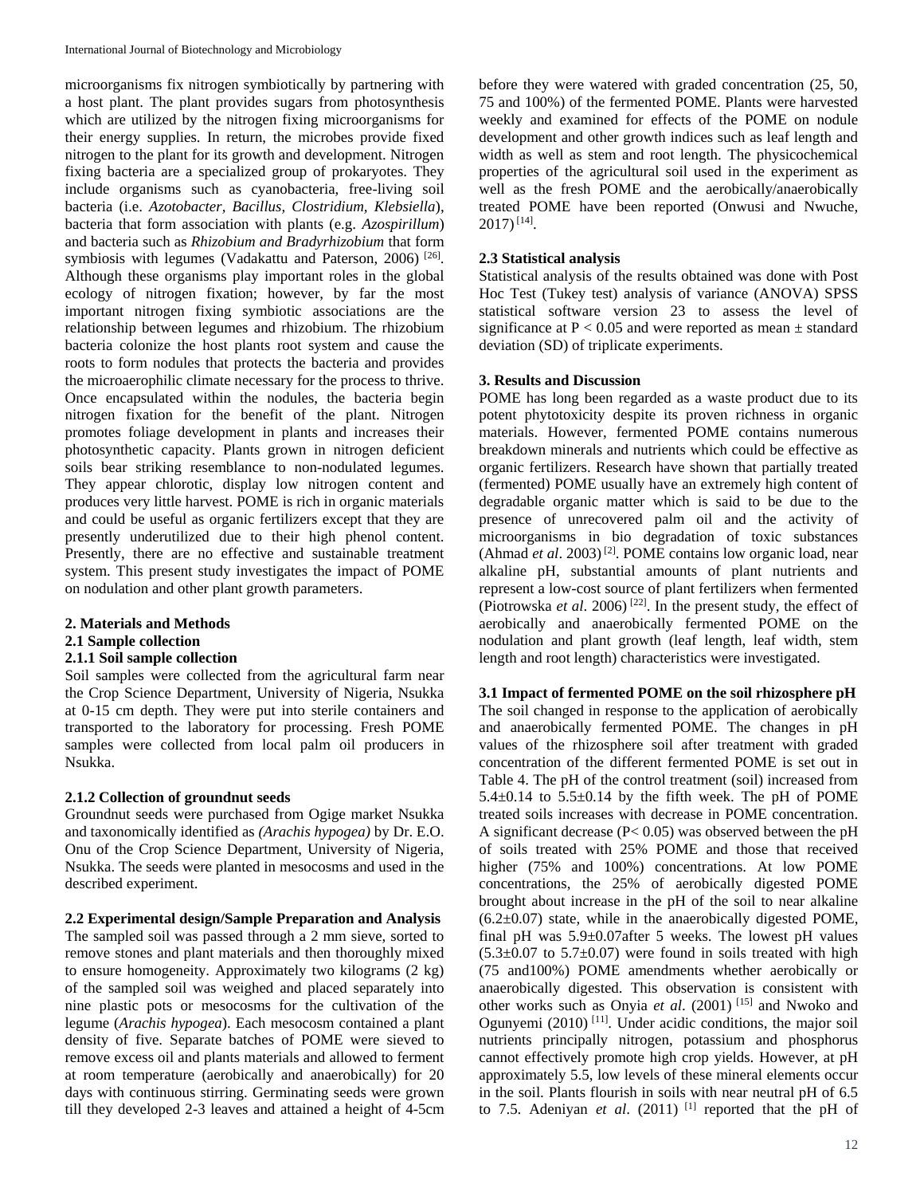microorganisms fix nitrogen symbiotically by partnering with a host plant. The plant provides sugars from photosynthesis which are utilized by the nitrogen fixing microorganisms for their energy supplies. In return, the microbes provide fixed nitrogen to the plant for its growth and development. Nitrogen fixing bacteria are a specialized group of prokaryotes. They include organisms such as cyanobacteria, free-living soil bacteria (i.e. *Azotobacter*, *Bacillus*, *Clostridium*, *Klebsiella*), bacteria that form association with plants (e.g. *Azospirillum*) and bacteria such as *Rhizobium and Bradyrhizobium* that form symbiosis with legumes (Vadakattu and Paterson, 2006) [26]. Although these organisms play important roles in the global ecology of nitrogen fixation; however, by far the most important nitrogen fixing symbiotic associations are the relationship between legumes and rhizobium. The rhizobium bacteria colonize the host plants root system and cause the roots to form nodules that protects the bacteria and provides the microaerophilic climate necessary for the process to thrive. Once encapsulated within the nodules, the bacteria begin nitrogen fixation for the benefit of the plant. Nitrogen promotes foliage development in plants and increases their photosynthetic capacity. Plants grown in nitrogen deficient soils bear striking resemblance to non-nodulated legumes. They appear chlorotic, display low nitrogen content and produces very little harvest. POME is rich in organic materials and could be useful as organic fertilizers except that they are presently underutilized due to their high phenol content. Presently, there are no effective and sustainable treatment system. This present study investigates the impact of POME on nodulation and other plant growth parameters.

## 2. Materials and Methods

### 2.1 Sample collection

#### 2.1.1 Soil sample collection

Soil samples were collected from the agricultural farm near the Crop Science Department, University of Nigeria, Nsukka at 0-15 cm depth. They were put into sterile containers and transported to the laboratory for processing. Fresh POME samples were collected from local palm oil producers in Nsukka.

#### 2.1.2 Collection of groundnut seeds

Groundnut seeds were purchased from Ogige market Nsukka and taxonomically identified as *(Arachis hypogea)* by Dr. E.O. Onu of the Crop Science Department, University of Nigeria, Nsukka. The seeds were planted in mesocosms and used in the described experiment.

### 2.2 Experimental design/Sample Preparation and Analysis

The sampled soil was passed through a 2 mm sieve, sorted to remove stones and plant materials and then thoroughly mixed to ensure homogeneity. Approximately two kilograms (2 kg) of the sampled soil was weighed and placed separately into nine plastic pots or mesocosms for the cultivation of the legume (*Arachis hypogea*). Each mesocosm contained a plant density of five. Separate batches of POME were sieved to remove excess oil and plants materials and allowed to ferment at room temperature (aerobically and anaerobically) for 20 days with continuous stirring. Germinating seeds were grown till they developed 2-3 leaves and attained a height of 4-5cm before they were watered with graded concentration (25, 50, 75 and 100%) of the fermented POME. Plants were harvested weekly and examined for effects of the POME on nodule development and other growth indices such as leaf length and width as well as stem and root length. The physicochemical properties of the agricultural soil used in the experiment as well as the fresh POME and the aerobically/anaerobically treated POME have been reported (Onwusi and Nwuche, 2017) [14].

### 2.3 Statistical analysis

Statistical analysis of the results obtained was done with Post Hoc Test (Tukey test) analysis of variance (ANOVA) SPSS statistical software version 23 to assess the level of significance at $P < 0.05$ and were reported as mean ± standard deviation (SD) of triplicate experiments.

## 3. Results and Discussion

POME has long been regarded as a waste product due to its potent phytotoxicity despite its proven richness in organic materials. However, fermented POME contains numerous breakdown minerals and nutrients which could be effective as organic fertilizers. Research have shown that partially treated (fermented) POME usually have an extremely high content of degradable organic matter which is said to be due to the presence of unrecovered palm oil and the activity of microorganisms in bio degradation of toxic substances (Ahmad *et al*. 2003) [2]. POME contains low organic load, near alkaline pH, substantial amounts of plant nutrients and represent a low-cost source of plant fertilizers when fermented (Piotrowska *et al*. 2006) [22]. In the present study, the effect of aerobically and anaerobically fermented POME on the nodulation and plant growth (leaf length, leaf width, stem length and root length) characteristics were investigated.

### 3.1 Impact of fermented POME on the soil rhizosphere pH

The soil changed in response to the application of aerobically and anaerobically fermented POME. The changes in pH values of the rhizosphere soil after treatment with graded concentration of the different fermented POME is set out in Table 4. The pH of the control treatment (soil) increased from 5.4±0.14 to 5.5±0.14 by the fifth week. The pH of POME treated soils increases with decrease in POME concentration. A significant decrease ($P< 0.05$) was observed between the pH of soils treated with 25% POME and those that received higher (75% and 100%) concentrations. At low POME concentrations, the 25% of aerobically digested POME brought about increase in the pH of the soil to near alkaline (6.2±0.07) state, while in the anaerobically digested POME, final pH was 5.9±0.07after 5 weeks. The lowest pH values (5.3±0.07 to 5.7±0.07) were found in soils treated with high (75 and100%) POME amendments whether aerobically or anaerobically digested. This observation is consistent with other works such as Onyia *et al*. (2001) [15] and Nwoko and Ogunyemi (2010) [11]. Under acidic conditions, the major soil nutrients principally nitrogen, potassium and phosphorus cannot effectively promote high crop yields. However, at pH approximately 5.5, low levels of these mineral elements occur in the soil. Plants flourish in soils with near neutral pH of 6.5 to 7.5. Adeniyan *et al*. (2011) [1] reported that the pH of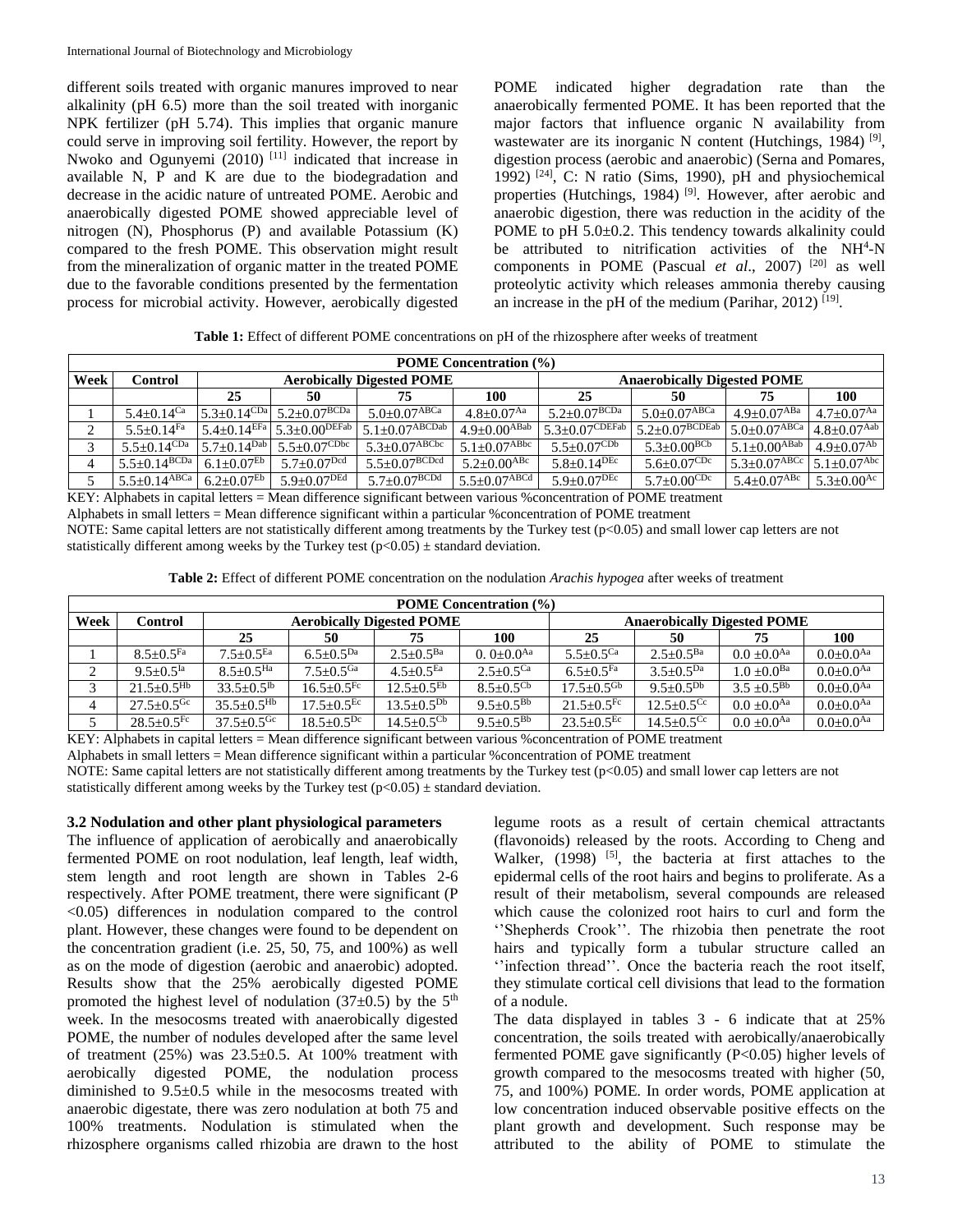different soils treated with organic manures improved to near alkalinity (pH 6.5) more than the soil treated with inorganic NPK fertilizer (pH 5.74). This implies that organic manure could serve in improving soil fertility. However, the report by Nwoko and Ogunyemi (2010) [11] indicated that increase in available N, P and K are due to the biodegradation and decrease in the acidic nature of untreated POME. Aerobic and anaerobically digested POME showed appreciable level of nitrogen (N), Phosphorus (P) and available Potassium (K) compared to the fresh POME. This observation might result from the mineralization of organic matter in the treated POME due to the favorable conditions presented by the fermentation process for microbial activity. However, aerobically digested POME indicated higher degradation rate than the anaerobically fermented POME. It has been reported that the major factors that influence organic N availability from wastewater are its inorganic N content (Hutchings, 1984) [9], digestion process (aerobic and anaerobic) (Serna and Pomares, 1992) [24], C: N ratio (Sims, 1990), pH and physiochemical properties (Hutchings, 1984) [9]. However, after aerobic and anaerobic digestion, there was reduction in the acidity of the POME to pH 5.0±0.2. This tendency towards alkalinity could be attributed to nitrification activities of the $NH^4$-N components in POME (Pascual *et al*., 2007) [20] as well proteolytic activity which releases ammonia thereby causing an increase in the pH of the medium (Parihar, 2012) [19].

**Table 1:** Effect of different POME concentrations on pH of the rhizosphere after weeks of treatment

| | | POME Concentration (%) | | | | | | | |
|---|---|---|---|---|---|---|---|---|---|
| **Week** | **Control** | **Aerobically Digested POME** | | | | **Anaerobically Digested POME** | | | |
| | | **25** | **50** | **75** | **100** | **25** | **50** | **75** | **100** |
| 1 | $5.4±0.14^{Ca}$ | $5.3±0.14^{CDa}$ | $5.2±0.07^{BCDa}$ | $5.0±0.07^{ABCa}$ | $4.8±0.07^{Aa}$ | $5.2±0.07^{BCDa}$ | $5.0±0.07^{ABCa}$ | $4.9±0.07^{ABa}$ | $4.7±0.07^{Aa}$ |
| 2 | $5.5±0.14^{Fa}$ | $5.4±0.14^{EFa}$ | $5.3±0.00^{DEFab}$ | $5.1±0.07^{ABCDab}$ | $4.9±0.00^{ABab}$ | $5.3±0.07^{CDEFab}$ | $5.2±0.07^{BCDEab}$ | $5.0±0.07^{ABCa}$ | $4.8±0.07^{Aab}$ |
| 3 | $5.5±0.14^{CDa}$ | $5.7±0.14^{Dab}$ | $5.5±0.07^{CDbc}$ | $5.3±0.07^{ABCbc}$ | $5.1±0.07^{ABbc}$ | $5.5±0.07^{CDb}$ | $5.3±0.00^{BCb}$ | $5.1±0.00^{ABab}$ | $4.9±0.07^{Ab}$ |
| 4 | $5.5±0.14^{BCDa}$ | $6.1±0.07^{Eb}$ | $5.7±0.07^{Dcd}$ | $5.5±0.07^{BCDcd}$ | $5.2±0.00^{ABc}$ | $5.8±0.14^{DEc}$ | $5.6±0.07^{CDc}$ | $5.3±0.07^{ABCc}$ | $5.1±0.07^{Abc}$ |
| 5 | $5.5±0.14^{ABCa}$ | $6.2±0.07^{Eb}$ | $5.9±0.07^{DEd}$ | $5.7±0.07^{BCDd}$ | $5.5±0.07^{ABCd}$ | $5.9±0.07^{DEc}$ | $5.7±0.00^{CDc}$ | $5.4±0.07^{ABc}$ | $5.3±0.00^{Ac}$ |

KEY: Alphabets in capital letters = Mean difference significant between various %concentration of POME treatment

Alphabets in small letters = Mean difference significant within a particular %concentration of POME treatment

NOTE: Same capital letters are not statistically different among treatments by the Turkey test ($p<0.05$) and small lower cap letters are not statistically different among weeks by the Turkey test ($p<0.05$) ± standard deviation.

**Table 2:** Effect of different POME concentration on the nodulation *Arachis hypogea* after weeks of treatment

| | | POME Concentration (%) | | | | | | | |
|---|---|---|---|---|---|---|---|---|---|
| **Week** | **Control** | **Aerobically Digested POME** | | | | **Anaerobically Digested POME** | | | |
| | | **25** | **50** | **75** | **100** | **25** | **50** | **75** | **100** |
| 1 | $8.5±0.5^{Fa}$ | $7.5±0.5^{Ea}$ | $6.5±0.5^{Da}$ | $2.5±0.5^{Ba}$ | $0.0±0.0^{Aa}$ | $5.5±0.5^{Ca}$ | $2.5±0.5^{Ba}$ | $0.0±0.0^{Aa}$ | $0.0±0.0^{Aa}$ |
| 2 | $9.5±0.5^{Ia}$ | $8.5±0.5^{Ha}$ | $7.5±0.5^{Ga}$ | $4.5±0.5^{Ea}$ | $2.5±0.5^{Ca}$ | $6.5±0.5^{Fa}$ | $3.5±0.5^{Da}$ | $1.0±0.0^{Ba}$ | $0.0±0.0^{Aa}$ |
| 3 | $21.5±0.5^{Hb}$ | $33.5±0.5^{Ib}$ | $16.5±0.5^{Fc}$ | $12.5±0.5^{Eb}$ | $8.5±0.5^{Cb}$ | $17.5±0.5^{Gb}$ | $9.5±0.5^{Db}$ | $3.5±0.5^{Bb}$ | $0.0±0.0^{Aa}$ |
| 4 | $27.5±0.5^{Gc}$ | $35.5±0.5^{Hb}$ | $17.5±0.5^{Ec}$ | $13.5±0.5^{Db}$ | $9.5±0.5^{Bb}$ | $21.5±0.5^{Fc}$ | $12.5±0.5^{Cc}$ | $0.0±0.0^{Aa}$ | $0.0±0.0^{Aa}$ |
| 5 | $28.5±0.5^{Fc}$ | $37.5±0.5^{Gc}$ | $18.5±0.5^{Dc}$ | $14.5±0.5^{Cb}$ | $9.5±0.5^{Bb}$ | $23.5±0.5^{Ec}$ | $14.5±0.5^{Cc}$ | $0.0±0.0^{Aa}$ | $0.0±0.0^{Aa}$ |

KEY: Alphabets in capital letters = Mean difference significant between various %concentration of POME treatment

Alphabets in small letters = Mean difference significant within a particular %concentration of POME treatment

NOTE: Same capital letters are not statistically different among treatments by the Turkey test ($p<0.05$) and small lower cap letters are not statistically different among weeks by the Turkey test ($p<0.05$) ± standard deviation.

### 3.2 Nodulation and other plant physiological parameters

The influence of application of aerobically and anaerobically fermented POME on root nodulation, leaf length, leaf width, stem length and root length are shown in Tables 2-6 respectively. After POME treatment, there were significant ($P<0.05$) differences in nodulation compared to the control plant. However, these changes were found to be dependent on the concentration gradient (i.e. 25, 50, 75, and 100%) as well as on the mode of digestion (aerobic and anaerobic) adopted. Results show that the 25% aerobically digested POME promoted the highest level of nodulation (37±0.5) by the 5th week. In the mesocosms treated with anaerobically digested POME, the number of nodules developed after the same level of treatment (25%) was 23.5±0.5. At 100% treatment with aerobically digested POME, the nodulation process diminished to 9.5±0.5 while in the mesocosms treated with anaerobic digestate, there was zero nodulation at both 75 and 100% treatments. Nodulation is stimulated when the rhizosphere organisms called rhizobia are drawn to the host legume roots as a result of certain chemical attractants (flavonoids) released by the roots. According to Cheng and Walker, (1998) [5], the bacteria at first attaches to the epidermal cells of the root hairs and begins to proliferate. As a result of their metabolism, several compounds are released which cause the colonized root hairs to curl and form the ''Shepherds Crook''. The rhizobia then penetrate the root hairs and typically form a tubular structure called an ''infection thread''. Once the bacteria reach the root itself, they stimulate cortical cell divisions that lead to the formation of a nodule.

The data displayed in tables 3 - 6 indicate that at 25% concentration, the soils treated with aerobically/anaerobically fermented POME gave significantly ($P<0.05$) higher levels of growth compared to the mesocosms treated with higher (50, 75, and 100%) POME. In order words, POME application at low concentration induced observable positive effects on the plant growth and development. Such response may be attributed to the ability of POME to stimulate the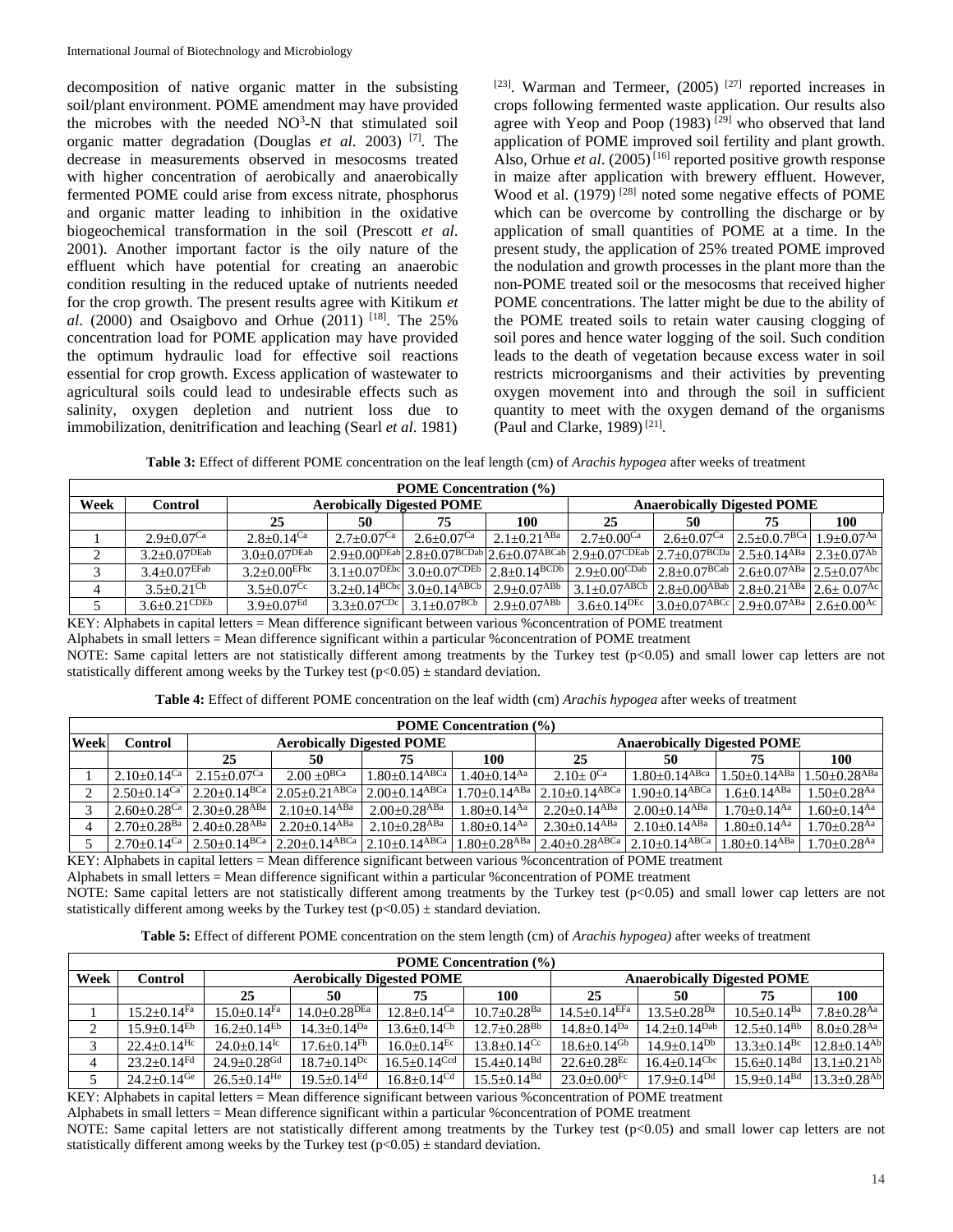decomposition of native organic matter in the subsisting soil/plant environment. POME amendment may have provided the microbes with the needed $NO^3$-N that stimulated soil organic matter degradation (Douglas *et al*. 2003) [7]. The decrease in measurements observed in mesocosms treated with higher concentration of aerobically and anaerobically fermented POME could arise from excess nitrate, phosphorus and organic matter leading to inhibition in the oxidative biogeochemical transformation in the soil (Prescott *et al*. 2001). Another important factor is the oily nature of the effluent which have potential for creating an anaerobic condition resulting in the reduced uptake of nutrients needed for the crop growth. The present results agree with Kitikum *et al*. (2000) and Osaigbovo and Orhue (2011) [18]. The 25% concentration load for POME application may have provided the optimum hydraulic load for effective soil reactions essential for crop growth. Excess application of wastewater to agricultural soils could lead to undesirable effects such as salinity, oxygen depletion and nutrient loss due to immobilization, denitrification and leaching (Searl *et al*. 1981) [23]. Warman and Termeer, (2005) [27] reported increases in crops following fermented waste application. Our results also agree with Yeop and Poop (1983) [29] who observed that land application of POME improved soil fertility and plant growth. Also, Orhue *et al*. (2005) [16] reported positive growth response in maize after application with brewery effluent. However, Wood et al. (1979) [28] noted some negative effects of POME which can be overcome by controlling the discharge or by application of small quantities of POME at a time. In the present study, the application of 25% treated POME improved the nodulation and growth processes in the plant more than the non-POME treated soil or the mesocosms that received higher POME concentrations. The latter might be due to the ability of the POME treated soils to retain water causing clogging of soil pores and hence water logging of the soil. Such condition leads to the death of vegetation because excess water in soil restricts microorganisms and their activities by preventing oxygen movement into and through the soil in sufficient quantity to meet with the oxygen demand of the organisms (Paul and Clarke, 1989) [21].

**Table 3:** Effect of different POME concentration on the leaf length (cm) of *Arachis hypogea* after weeks of treatment

| | | POME Concentration (%) | | | | | | | |
|---|---|---|---|---|---|---|---|---|---|
| **Week** | **Control** | **Aerobically Digested POME** | | | | **Anaerobically Digested POME** | | | |
| | | **25** | **50** | **75** | **100** | **25** | **50** | **75** | **100** |
| 1 | $2.9{\pm}0.07^{Ca}$ | $2.8{\pm}0.14^{Ca}$ | $2.7{\pm}0.07^{Ca}$ | $2.6{\pm}0.07^{Ca}$ | $2.1{\pm}0.21^{ABa}$ | $2.7{\pm}0.00^{Ca}$ | $2.6{\pm}0.07^{Ca}$ | $2.5{\pm}0.0.7^{BCa}$ | $1.9{\pm}0.07^{Aa}$ |
| 2 | $3.2{\pm}0.07^{DEab}$ | $3.0{\pm}0.07^{DEab}$ | $2.9{\pm}0.00^{DEab}$ | $2.8{\pm}0.07^{BCDab}$ | $2.6{\pm}0.07^{ABCab}$ | $2.9{\pm}0.07^{CDEab}$ | $2.7{\pm}0.07^{BCDa}$ | $2.5{\pm}0.14^{ABa}$ | $2.3{\pm}0.07^{Ab}$ |
| 3 | $3.4{\pm}0.07^{EFab}$ | $3.2{\pm}0.00^{EFbc}$ | $3.1{\pm}0.07^{DEbc}$ | $3.0{\pm}0.07^{CDEb}$ | $2.8{\pm}0.14^{BCDb}$ | $2.9{\pm}0.00^{CDab}$ | $2.8{\pm}0.07^{BCab}$ | $2.6{\pm}0.07^{ABa}$ | $2.5{\pm}0.07^{Abc}$ |
| 4 | $3.5{\pm}0.21^{Cb}$ | $3.5{\pm}0.07^{Cc}$ | $3.2{\pm}0.14^{BCbc}$ | $3.0{\pm}0.14^{ABCb}$ | $2.9{\pm}0.07^{ABb}$ | $3.1{\pm}0.07^{ABCb}$ | $2.8{\pm}0.00^{ABab}$ | $2.8{\pm}0.21^{ABa}$ | $2.6{\pm}\ 0.07^{Ac}$ |
| 5 | $3.6{\pm}0.21^{CDEb}$ | $3.9{\pm}0.07^{Ed}$ | $3.3{\pm}0.07^{CDc}$ | $3.1{\pm}0.07^{BCb}$ | $2.9{\pm}0.07^{ABb}$ | $3.6{\pm}0.14^{DEc}$ | $3.0{\pm}0.07^{ABCc}$ | $2.9{\pm}0.07^{ABa}$ | $2.6{\pm}0.00^{Ac}$ |

KEY: Alphabets in capital letters = Mean difference significant between various %concentration of POME treatment

Alphabets in small letters = Mean difference significant within a particular %concentration of POME treatment

NOTE: Same capital letters are not statistically different among treatments by the Turkey test ($p<0.05$) and small lower cap letters are not statistically different among weeks by the Turkey test ($p<0.05$) ± standard deviation.

**Table 4:** Effect of different POME concentration on the leaf width (cm) *Arachis hypogea* after weeks of treatment

| | | POME Concentration (%) | | | | | | | |
|---|---|---|---|---|---|---|---|---|---|
| **Week** | **Control** | **Aerobically Digested POME** | | | | **Anaerobically Digested POME** | | | |
| | | **25** | **50** | **75** | **100** | **25** | **50** | **75** | **100** |
| 1 | $2.10{\pm}0.14^{Ca}$ | $2.15{\pm}0.07^{Ca}$ | $2.00\ {\pm}0^{BCa}$ | $1.80{\pm}0.14^{ABCa}$ | $1.40{\pm}0.14^{Aa}$ | $2.10{\pm}\ 0^{Ca}$ | $1.80{\pm}0.14^{ABCa}$ | $1.50{\pm}0.14^{ABa}$ | $1.50{\pm}0.28^{ABa}$ |
| 2 | $2.50{\pm}0.14^{Ca}$ | $2.20{\pm}0.14^{BCa}$ | $2.05{\pm}0.21^{ABCa}$ | $2.00{\pm}0.14^{ABCa}$ | $1.70{\pm}0.14^{ABa}$ | $2.10{\pm}0.14^{ABCa}$ | $1.90{\pm}0.14^{ABCa}$ | $1.6{\pm}0.14^{ABa}$ | $1.50{\pm}0.28^{Aa}$ |
| 3 | $2.60{\pm}0.28^{Ca}$ | $2.30{\pm}0.28^{ABa}$ | $2.10{\pm}0.14^{ABa}$ | $2.00{\pm}0.28^{ABa}$ | $1.80{\pm}0.14^{Aa}$ | $2.20{\pm}0.14^{ABa}$ | $2.00{\pm}0.14^{ABa}$ | $1.70{\pm}0.14^{Aa}$ | $1.60{\pm}0.14^{Aa}$ |
| 4 | $2.70{\pm}0.28^{Ba}$ | $2.40{\pm}0.28^{ABa}$ | $2.20{\pm}0.14^{ABa}$ | $2.10{\pm}0.28^{ABa}$ | $1.80{\pm}0.14^{Aa}$ | $2.30{\pm}0.14^{ABa}$ | $2.10{\pm}0.14^{ABa}$ | $1.80{\pm}0.14^{Aa}$ | $1.70{\pm}0.28^{Aa}$ |
| 5 | $2.70{\pm}0.14^{Ca}$ | $2.50{\pm}0.14^{BCa}$ | $2.20{\pm}0.14^{ABCa}$ | $2.10{\pm}0.14^{ABCa}$ | $1.80{\pm}0.28^{ABa}$ | $2.40{\pm}0.28^{ABCa}$ | $2.10{\pm}0.14^{ABCa}$ | $1.80{\pm}0.14^{ABa}$ | $1.70{\pm}0.28^{Aa}$ |

KEY: Alphabets in capital letters = Mean difference significant between various %concentration of POME treatment

Alphabets in small letters = Mean difference significant within a particular %concentration of POME treatment

NOTE: Same capital letters are not statistically different among treatments by the Turkey test ($p<0.05$) and small lower cap letters are not statistically different among weeks by the Turkey test ($p<0.05$) ± standard deviation.

**Table 5:** Effect of different POME concentration on the stem length (cm) of *Arachis hypogea)* after weeks of treatment

| | | POME Concentration (%) | | | | | | | |
|---|---|---|---|---|---|---|---|---|---|
| **Week** | **Control** | **Aerobically Digested POME** | | | | **Anaerobically Digested POME** | | | |
| | | **25** | **50** | **75** | **100** | **25** | **50** | **75** | **100** |
| 1 | $15.2{\pm}0.14^{Fa}$ | $15.0{\pm}0.14^{Fa}$ | $14.0{\pm}0.28^{DEa}$ | $12.8{\pm}0.14^{Ca}$ | $10.7{\pm}0.28^{Ba}$ | $14.5{\pm}0.14^{EFa}$ | $13.5{\pm}0.28^{Da}$ | $10.5{\pm}0.14^{Ba}$ | $7.8{\pm}0.28^{Aa}$ |
| 2 | $15.9{\pm}0.14^{Eb}$ | $16.2{\pm}0.14^{Eb}$ | $14.3{\pm}0.14^{Da}$ | $13.6{\pm}0.14^{Cb}$ | $12.7{\pm}0.28^{Bb}$ | $14.8{\pm}0.14^{Da}$ | $14.2{\pm}0.14^{Dab}$ | $12.5{\pm}0.14^{Bb}$ | $8.0{\pm}0.28^{Aa}$ |
| 3 | $22.4{\pm}0.14^{Hc}$ | $24.0{\pm}0.14^{Ic}$ | $17.6{\pm}0.14^{Fb}$ | $16.0{\pm}0.14^{Ec}$ | $13.8{\pm}0.14^{Cc}$ | $18.6{\pm}0.14^{Gb}$ | $14.9{\pm}0.14^{Db}$ | $13.3{\pm}0.14^{Bc}$ | $12.8{\pm}0.14^{Ab}$ |
| 4 | $23.2{\pm}0.14^{Fd}$ | $24.9{\pm}0.28^{Gd}$ | $18.7{\pm}0.14^{Dc}$ | $16.5{\pm}0.14^{Ccd}$ | $15.4{\pm}0.14^{Bd}$ | $22.6{\pm}0.28^{Ec}$ | $16.4{\pm}0.14^{Cbc}$ | $15.6{\pm}0.14^{Bd}$ | $13.1{\pm}0.21^{Ab}$ |
| 5 | $24.2{\pm}0.14^{Ge}$ | $26.5{\pm}0.14^{He}$ | $19.5{\pm}0.14^{Ed}$ | $16.8{\pm}0.14^{Cd}$ | $15.5{\pm}0.14^{Bd}$ | $23.0{\pm}0.00^{Fc}$ | $17.9{\pm}0.14^{Dd}$ | $15.9{\pm}0.14^{Bd}$ | $13.3{\pm}0.28^{Ab}$ |

KEY: Alphabets in capital letters = Mean difference significant between various %concentration of POME treatment

Alphabets in small letters = Mean difference significant within a particular %concentration of POME treatment

NOTE: Same capital letters are not statistically different among treatments by the Turkey test ($p<0.05$) and small lower cap letters are not statistically different among weeks by the Turkey test ($p<0.05$) ± standard deviation.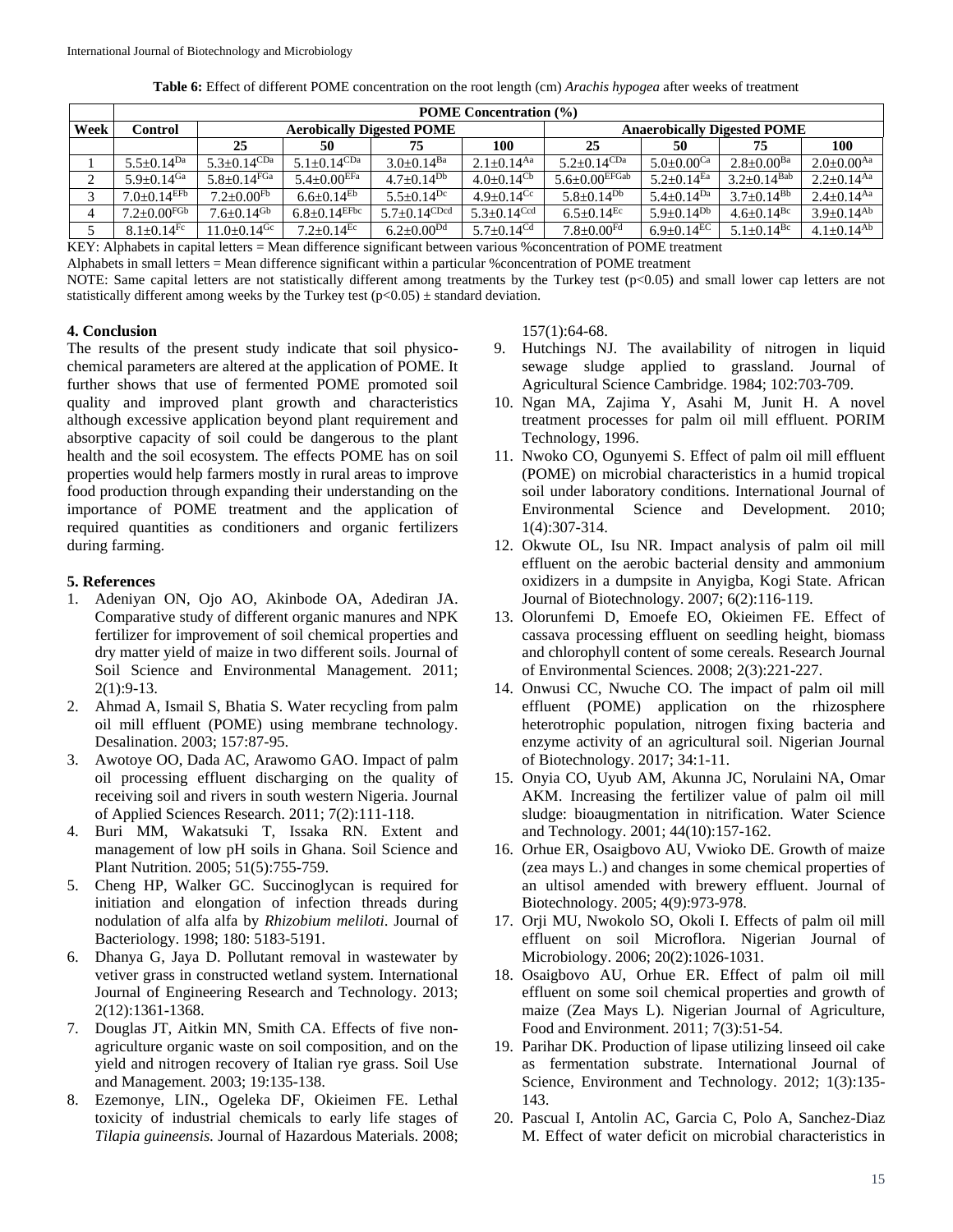**Table 6:** Effect of different POME concentration on the root length (cm) *Arachis hypogea* after weeks of treatment

| | POME Concentration (%) | | | | | | | | |
|---|---|---|---|---|---|---|---|---|---|
| Week | Control | Aerobically Digested POME | | | | Anaerobically Digested POME | | | |
| | | 25 | 50 | 75 | 100 | 25 | 50 | 75 | 100 |
| 1 | $5.5±0.14^{Da}$ | $5.3±0.14^{CDa}$ | $5.1±0.14^{CDa}$ | $3.0±0.14^{Ba}$ | $2.1±0.14^{Aa}$ | $5.2±0.14^{CDa}$ | $5.0±0.00^{Ca}$ | $2.8±0.00^{Ba}$ | $2.0±0.00^{Aa}$ |
| 2 | $5.9±0.14^{Ga}$ | $5.8±0.14^{FGa}$ | $5.4±0.00^{EFa}$ | $4.7±0.14^{Db}$ | $4.0±0.14^{Cb}$ | $5.6±0.00^{EFGab}$ | $5.2±0.14^{Ea}$ | $3.2±0.14^{Bab}$ | $2.2±0.14^{Aa}$ |
| 3 | $7.0±0.14^{EFb}$ | $7.2±0.00^{Fb}$ | $6.6±0.14^{Eb}$ | $5.5±0.14^{Dc}$ | $4.9±0.14^{Cc}$ | $5.8±0.14^{Db}$ | $5.4±0.14^{Da}$ | $3.7±0.14^{Bb}$ | $2.4±0.14^{Aa}$ |
| 4 | $7.2±0.00^{FGb}$ | $7.6±0.14^{Gb}$ | $6.8±0.14^{EFbc}$ | $5.7±0.14^{CDcd}$ | $5.3±0.14^{Ccd}$ | $6.5±0.14^{Ec}$ | $5.9±0.14^{Db}$ | $4.6±0.14^{Bc}$ | $3.9±0.14^{Ab}$ |
| 5 | $8.1±0.14^{Fc}$ | $11.0±0.14^{Gc}$ | $7.2±0.14^{Ec}$ | $6.2±0.00^{Dd}$ | $5.7±0.14^{Cd}$ | $7.8±0.00^{Fd}$ | $6.9±0.14^{EC}$ | $5.1±0.14^{Bc}$ | $4.1±0.14^{Ab}$ |

KEY: Alphabets in capital letters = Mean difference significant between various %concentration of POME treatment

Alphabets in small letters = Mean difference significant within a particular %concentration of POME treatment

NOTE: Same capital letters are not statistically different among treatments by the Turkey test ($p<0.05$) and small lower cap letters are not statistically different among weeks by the Turkey test ($p<0.05$) ± standard deviation.

## 4. Conclusion

The results of the present study indicate that soil physico-chemical parameters are altered at the application of POME. It further shows that use of fermented POME promoted soil quality and improved plant growth and characteristics although excessive application beyond plant requirement and absorptive capacity of soil could be dangerous to the plant health and the soil ecosystem. The effects POME has on soil properties would help farmers mostly in rural areas to improve food production through expanding their understanding on the importance of POME treatment and the application of required quantities as conditioners and organic fertilizers during farming.

## 5. References

1. Adeniyan ON, Ojo AO, Akinbode OA, Adediran JA. Comparative study of different organic manures and NPK fertilizer for improvement of soil chemical properties and dry matter yield of maize in two different soils. Journal of Soil Science and Environmental Management. 2011; 2(1):9-13.
2. Ahmad A, Ismail S, Bhatia S. Water recycling from palm oil mill effluent (POME) using membrane technology. Desalination. 2003; 157:87-95.
3. Awotoye OO, Dada AC, Arawomo GAO. Impact of palm oil processing effluent discharging on the quality of receiving soil and rivers in south western Nigeria. Journal of Applied Sciences Research. 2011; 7(2):111-118.
4. Buri MM, Wakatsuki T, Issaka RN. Extent and management of low pH soils in Ghana. Soil Science and Plant Nutrition. 2005; 51(5):755-759.
5. Cheng HP, Walker GC. Succinoglycan is required for initiation and elongation of infection threads during nodulation of alfa alfa by *Rhizobium meliloti*. Journal of Bacteriology. 1998; 180: 5183-5191.
6. Dhanya G, Jaya D. Pollutant removal in wastewater by vetiver grass in constructed wetland system. International Journal of Engineering Research and Technology. 2013; 2(12):1361-1368.
7. Douglas JT, Aitkin MN, Smith CA. Effects of five non-agriculture organic waste on soil composition, and on the yield and nitrogen recovery of Italian rye grass. Soil Use and Management. 2003; 19:135-138.
8. Ezemonye, LIN., Ogeleka DF, Okieimen FE. Lethal toxicity of industrial chemicals to early life stages of *Tilapia guineensis.* Journal of Hazardous Materials. 2008; 157(1):64-68.
9. Hutchings NJ. The availability of nitrogen in liquid sewage sludge applied to grassland. Journal of Agricultural Science Cambridge. 1984; 102:703-709.
10. Ngan MA, Zajima Y, Asahi M, Junit H. A novel treatment processes for palm oil mill effluent. PORIM Technology, 1996.
11. Nwoko CO, Ogunyemi S. Effect of palm oil mill effluent (POME) on microbial characteristics in a humid tropical soil under laboratory conditions. International Journal of Environmental Science and Development. 2010; 1(4):307-314.
12. Okwute OL, Isu NR. Impact analysis of palm oil mill effluent on the aerobic bacterial density and ammonium oxidizers in a dumpsite in Anyigba, Kogi State. African Journal of Biotechnology. 2007; 6(2):116-119.
13. Olorunfemi D, Emoefe EO, Okieimen FE. Effect of cassava processing effluent on seedling height, biomass and chlorophyll content of some cereals. Research Journal of Environmental Sciences. 2008; 2(3):221-227.
14. Onwusi CC, Nwuche CO. The impact of palm oil mill effluent (POME) application on the rhizosphere heterotrophic population, nitrogen fixing bacteria and enzyme activity of an agricultural soil. Nigerian Journal of Biotechnology. 2017; 34:1-11.
15. Onyia CO, Uyub AM, Akunna JC, Norulaini NA, Omar AKM. Increasing the fertilizer value of palm oil mill sludge: bioaugmentation in nitrification. Water Science and Technology. 2001; 44(10):157-162.
16. Orhue ER, Osaigbovo AU, Vwioko DE. Growth of maize (zea mays L.) and changes in some chemical properties of an ultisol amended with brewery effluent. Journal of Biotechnology. 2005; 4(9):973-978.
17. Orji MU, Nwokolo SO, Okoli I. Effects of palm oil mill effluent on soil Microflora. Nigerian Journal of Microbiology. 2006; 20(2):1026-1031.
18. Osaigbovo AU, Orhue ER. Effect of palm oil mill effluent on some soil chemical properties and growth of maize (Zea Mays L). Nigerian Journal of Agriculture, Food and Environment. 2011; 7(3):51-54.
19. Parihar DK. Production of lipase utilizing linseed oil cake as fermentation substrate. International Journal of Science, Environment and Technology. 2012; 1(3):135-143.
20. Pascual I, Antolin AC, Garcia C, Polo A, Sanchez-Diaz M. Effect of water deficit on microbial characteristics in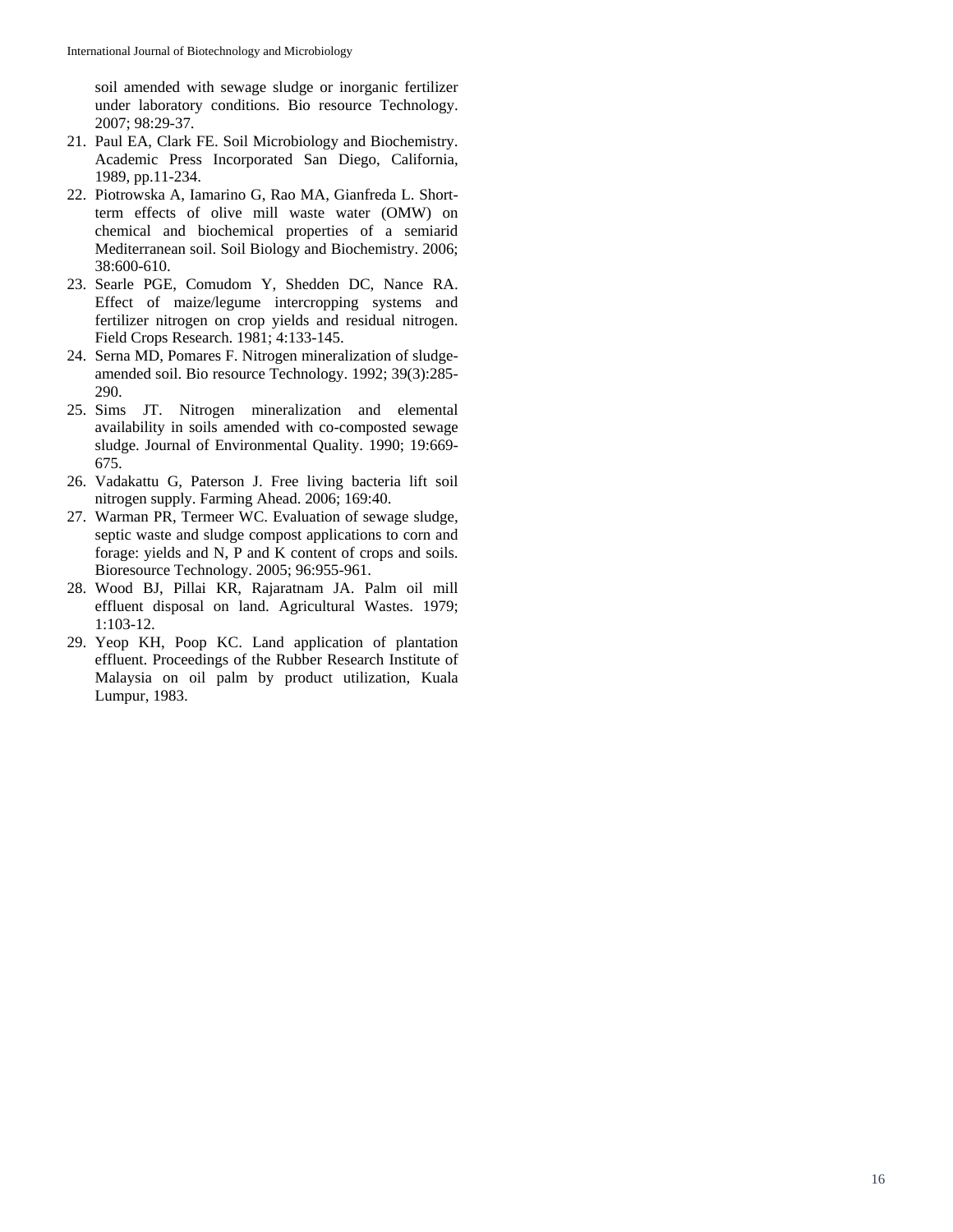soil amended with sewage sludge or inorganic fertilizer under laboratory conditions. Bio resource Technology. 2007; 98:29-37.

21. Paul EA, Clark FE. Soil Microbiology and Biochemistry. Academic Press Incorporated San Diego, California, 1989, pp.11-234.
22. Piotrowska A, Iamarino G, Rao MA, Gianfreda L. Short-term effects of olive mill waste water (OMW) on chemical and biochemical properties of a semiarid Mediterranean soil. Soil Biology and Biochemistry. 2006; 38:600-610.
23. Searle PGE, Comudom Y, Shedden DC, Nance RA. Effect of maize/legume intercropping systems and fertilizer nitrogen on crop yields and residual nitrogen. Field Crops Research. 1981; 4:133-145.
24. Serna MD, Pomares F. Nitrogen mineralization of sludge-amended soil. Bio resource Technology. 1992; 39(3):285-290.
25. Sims JT. Nitrogen mineralization and elemental availability in soils amended with co-composted sewage sludge. Journal of Environmental Quality. 1990; 19:669-675.
26. Vadakattu G, Paterson J. Free living bacteria lift soil nitrogen supply. Farming Ahead. 2006; 169:40.
27. Warman PR, Termeer WC. Evaluation of sewage sludge, septic waste and sludge compost applications to corn and forage: yields and N, P and K content of crops and soils. Bioresource Technology. 2005; 96:955-961.
28. Wood BJ, Pillai KR, Rajaratnam JA. Palm oil mill effluent disposal on land. Agricultural Wastes. 1979; 1:103-12.
29. Yeop KH, Poop KC. Land application of plantation effluent. Proceedings of the Rubber Research Institute of Malaysia on oil palm by product utilization, Kuala Lumpur, 1983.